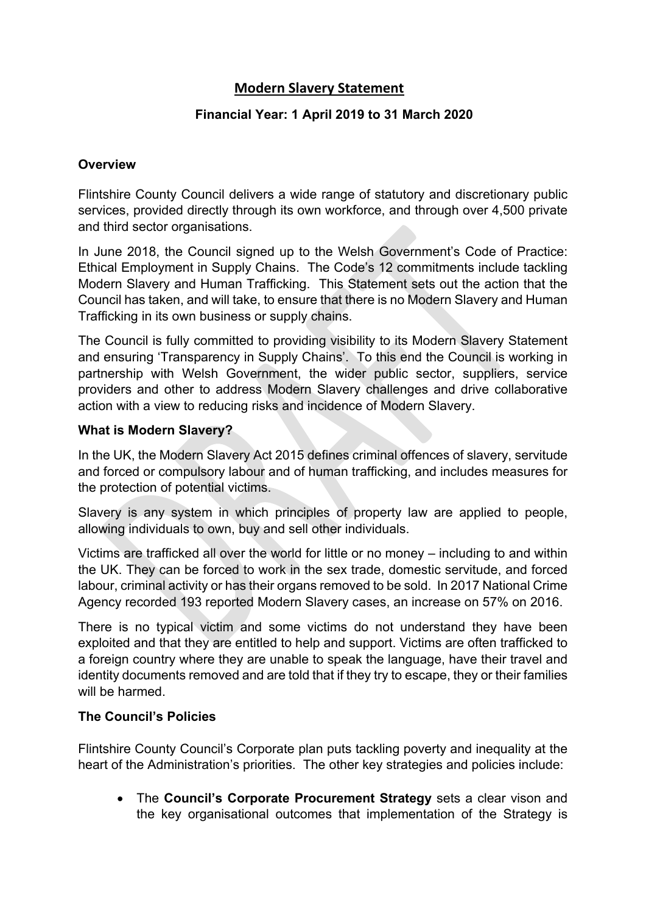# Modern Slavery Statement

**Financial Year: 1 April 2019 to 31 March 2020**

## Overview

Flintshire County Council delivers a wide range of statutory and discretionary public services, provided directly through its own workforce, and through over 4,500 private and third sector organisations.

In June 2018, the Council signed up to the Welsh Government's Code of Practice: Ethical Employment in Supply Chains. The Code's 12 commitments include tackling Modern Slavery and Human Trafficking. This Statement sets out the action that the Council has taken, and will take, to ensure that there is no Modern Slavery and Human Trafficking in its own business or supply chains.

The Council is fully committed to providing visibility to its Modern Slavery Statement and ensuring 'Transparency in Supply Chains'. To this end the Council is working in partnership with Welsh Government, the wider public sector, suppliers, service providers and other to address Modern Slavery challenges and drive collaborative action with a view to reducing risks and incidence of Modern Slavery.

## What is Modern Slavery?

In the UK, the Modern Slavery Act 2015 defines criminal offences of slavery, servitude and forced or compulsory labour and of human trafficking, and includes measures for the protection of potential victims.

Slavery is any system in which principles of property law are applied to people, allowing individuals to own, buy and sell other individuals.

Victims are trafficked all over the world for little or no money – including to and within the UK. They can be forced to work in the sex trade, domestic servitude, and forced labour, criminal activity or has their organs removed to be sold. In 2017 National Crime Agency recorded 193 reported Modern Slavery cases, an increase on 57% on 2016.

There is no typical victim and some victims do not understand they have been exploited and that they are entitled to help and support. Victims are often trafficked to a foreign country where they are unable to speak the language, have their travel and identity documents removed and are told that if they try to escape, they or their families will be harmed.

## The Council's Policies

Flintshire County Council's Corporate plan puts tackling poverty and inequality at the heart of the Administration's priorities. The other key strategies and policies include:

- The **Council's Corporate Procurement Strategy** sets a clear vison and the key organisational outcomes that implementation of the Strategy is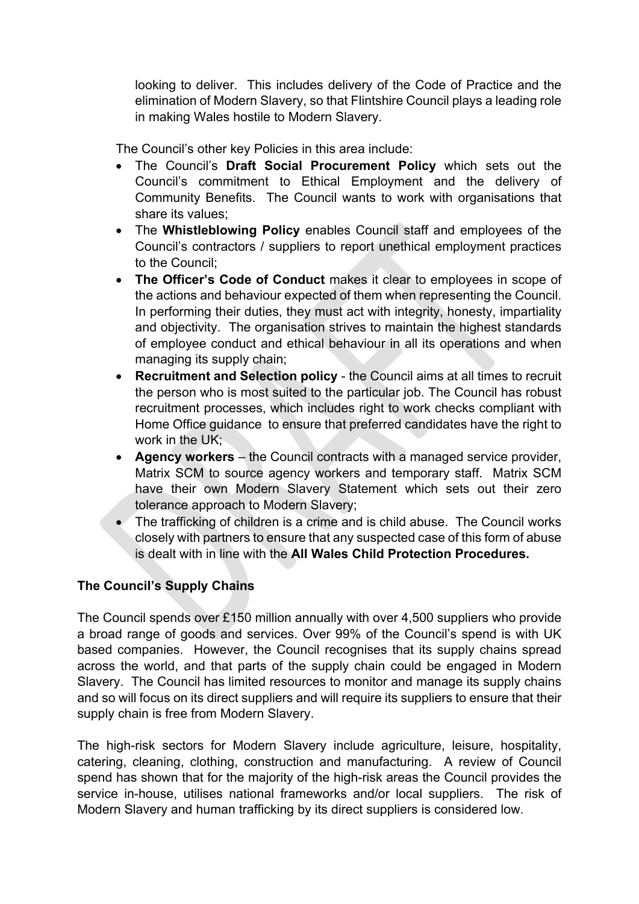looking to deliver. This includes delivery of the Code of Practice and the elimination of Modern Slavery, so that Flintshire Council plays a leading role in making Wales hostile to Modern Slavery.

The Council's other key Policies in this area include:

- The Council's **Draft Social Procurement Policy** which sets out the Council's commitment to Ethical Employment and the delivery of Community Benefits. The Council wants to work with organisations that share its values;
- The **Whistleblowing Policy** enables Council staff and employees of the Council's contractors / suppliers to report unethical employment practices to the Council;
- **The Officer's Code of Conduct** makes it clear to employees in scope of the actions and behaviour expected of them when representing the Council. In performing their duties, they must act with integrity, honesty, impartiality and objectivity. The organisation strives to maintain the highest standards of employee conduct and ethical behaviour in all its operations and when managing its supply chain;
- **Recruitment and Selection policy** - the Council aims at all times to recruit the person who is most suited to the particular job. The Council has robust recruitment processes, which includes right to work checks compliant with Home Office guidance to ensure that preferred candidates have the right to work in the UK;
- **Agency workers** – the Council contracts with a managed service provider, Matrix SCM to source agency workers and temporary staff. Matrix SCM have their own Modern Slavery Statement which sets out their zero tolerance approach to Modern Slavery;
- The trafficking of children is a crime and is child abuse. The Council works closely with partners to ensure that any suspected case of this form of abuse is dealt with in line with the **All Wales Child Protection Procedures.**

**The Council's Supply Chains**

The Council spends over £150 million annually with over 4,500 suppliers who provide a broad range of goods and services. Over 99% of the Council's spend is with UK based companies. However, the Council recognises that its supply chains spread across the world, and that parts of the supply chain could be engaged in Modern Slavery. The Council has limited resources to monitor and manage its supply chains and so will focus on its direct suppliers and will require its suppliers to ensure that their supply chain is free from Modern Slavery.

The high-risk sectors for Modern Slavery include agriculture, leisure, hospitality, catering, cleaning, clothing, construction and manufacturing. A review of Council spend has shown that for the majority of the high-risk areas the Council provides the service in-house, utilises national frameworks and/or local suppliers. The risk of Modern Slavery and human trafficking by its direct suppliers is considered low.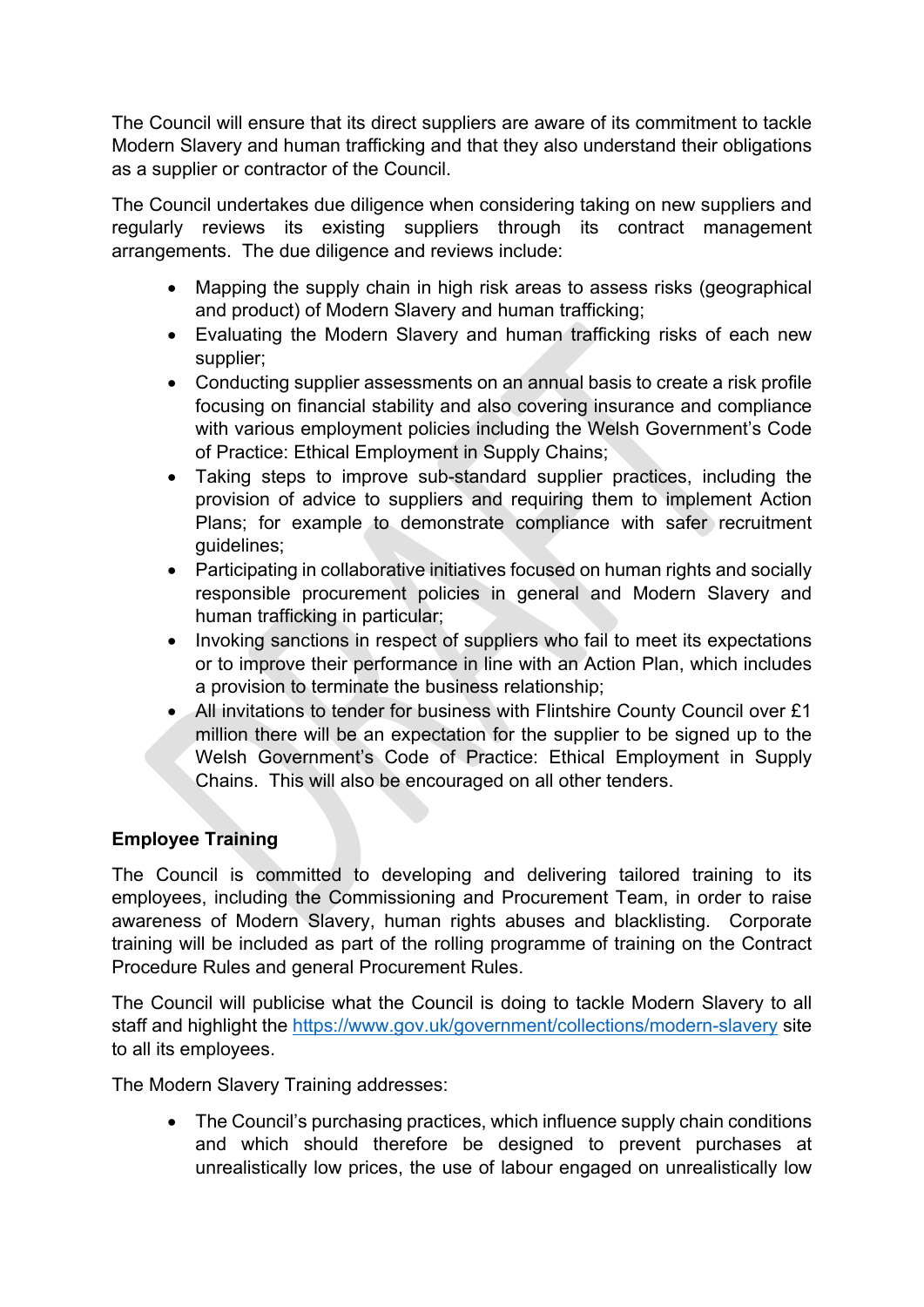The Council will ensure that its direct suppliers are aware of its commitment to tackle Modern Slavery and human trafficking and that they also understand their obligations as a supplier or contractor of the Council.

The Council undertakes due diligence when considering taking on new suppliers and regularly reviews its existing suppliers through its contract management arrangements. The due diligence and reviews include:

- Mapping the supply chain in high risk areas to assess risks (geographical and product) of Modern Slavery and human trafficking;
- Evaluating the Modern Slavery and human trafficking risks of each new supplier;
- Conducting supplier assessments on an annual basis to create a risk profile focusing on financial stability and also covering insurance and compliance with various employment policies including the Welsh Government's Code of Practice: Ethical Employment in Supply Chains;
- Taking steps to improve sub-standard supplier practices, including the provision of advice to suppliers and requiring them to implement Action Plans; for example to demonstrate compliance with safer recruitment guidelines;
- Participating in collaborative initiatives focused on human rights and socially responsible procurement policies in general and Modern Slavery and human trafficking in particular;
- Invoking sanctions in respect of suppliers who fail to meet its expectations or to improve their performance in line with an Action Plan, which includes a provision to terminate the business relationship;
- All invitations to tender for business with Flintshire County Council over £1 million there will be an expectation for the supplier to be signed up to the Welsh Government's Code of Practice: Ethical Employment in Supply Chains. This will also be encouraged on all other tenders.

**Employee Training**

The Council is committed to developing and delivering tailored training to its employees, including the Commissioning and Procurement Team, in order to raise awareness of Modern Slavery, human rights abuses and blacklisting. Corporate training will be included as part of the rolling programme of training on the Contract Procedure Rules and general Procurement Rules.

The Council will publicise what the Council is doing to tackle Modern Slavery to all staff and highlight the [https://www.gov.uk/government/collections/modern-slavery](https://www.gov.uk/government/collections/modern-slavery) site to all its employees.

The Modern Slavery Training addresses:

- The Council's purchasing practices, which influence supply chain conditions and which should therefore be designed to prevent purchases at unrealistically low prices, the use of labour engaged on unrealistically low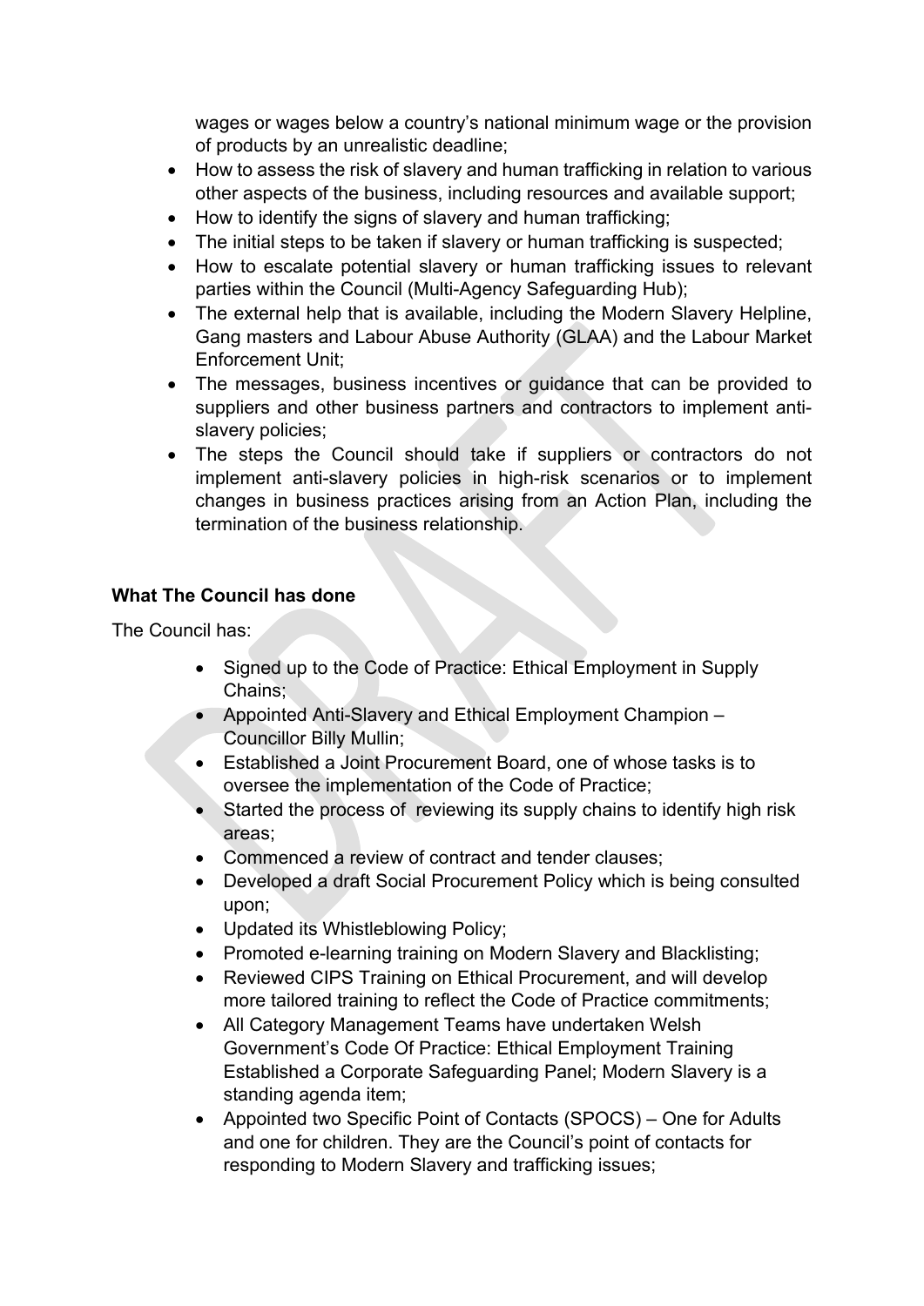wages or wages below a country's national minimum wage or the provision of products by an unrealistic deadline;

- How to assess the risk of slavery and human trafficking in relation to various other aspects of the business, including resources and available support;
- How to identify the signs of slavery and human trafficking;
- The initial steps to be taken if slavery or human trafficking is suspected;
- How to escalate potential slavery or human trafficking issues to relevant parties within the Council (Multi-Agency Safeguarding Hub);
- The external help that is available, including the Modern Slavery Helpline, Gang masters and Labour Abuse Authority (GLAA) and the Labour Market Enforcement Unit;
- The messages, business incentives or guidance that can be provided to suppliers and other business partners and contractors to implement anti-slavery policies;
- The steps the Council should take if suppliers or contractors do not implement anti-slavery policies in high-risk scenarios or to implement changes in business practices arising from an Action Plan, including the termination of the business relationship.

**What The Council has done**

The Council has:

- Signed up to the Code of Practice: Ethical Employment in Supply Chains;
- Appointed Anti-Slavery and Ethical Employment Champion – Councillor Billy Mullin;
- Established a Joint Procurement Board, one of whose tasks is to oversee the implementation of the Code of Practice;
- Started the process of reviewing its supply chains to identify high risk areas;
- Commenced a review of contract and tender clauses;
- Developed a draft Social Procurement Policy which is being consulted upon;
- Updated its Whistleblowing Policy;
- Promoted e-learning training on Modern Slavery and Blacklisting;
- Reviewed CIPS Training on Ethical Procurement, and will develop more tailored training to reflect the Code of Practice commitments;
- All Category Management Teams have undertaken Welsh Government's Code Of Practice: Ethical Employment Training Established a Corporate Safeguarding Panel; Modern Slavery is a standing agenda item;
- Appointed two Specific Point of Contacts (SPOCS) – One for Adults and one for children. They are the Council's point of contacts for responding to Modern Slavery and trafficking issues;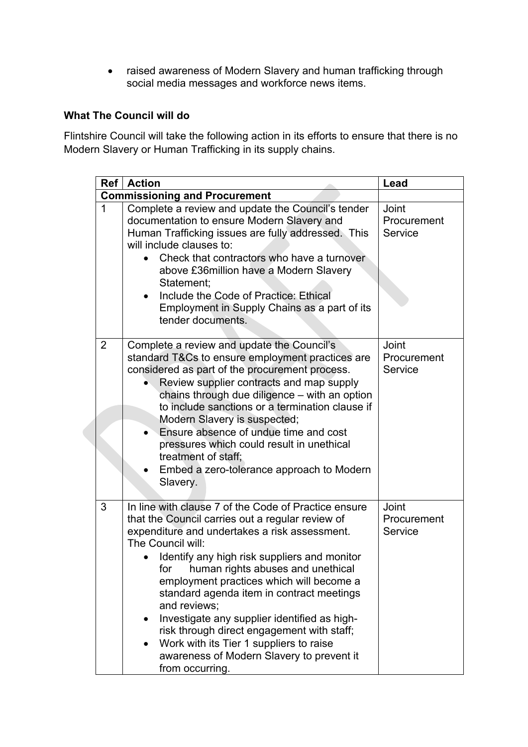- raised awareness of Modern Slavery and human trafficking through social media messages and workforce news items.

**What The Council will do**

Flintshire Council will take the following action in its efforts to ensure that there is no Modern Slavery or Human Trafficking in its supply chains.

| Ref | Action | Lead |
|---|---|---|
| **Commissioning and Procurement** | | |
| 1 | Complete a review and update the Council's tender documentation to ensure Modern Slavery and Human Trafficking issues are fully addressed. This will include clauses to: <br>• Check that contractors who have a turnover above £36million have a Modern Slavery Statement; <br>• Include the Code of Practice: Ethical Employment in Supply Chains as a part of its tender documents. | Joint Procurement Service |
| 2 | Complete a review and update the Council's standard T&Cs to ensure employment practices are considered as part of the procurement process. <br>• Review supplier contracts and map supply chains through due diligence – with an option to include sanctions or a termination clause if Modern Slavery is suspected; <br>• Ensure absence of undue time and cost pressures which could result in unethical treatment of staff; <br>• Embed a zero-tolerance approach to Modern Slavery. | Joint Procurement Service |
| 3 | In line with clause 7 of the Code of Practice ensure that the Council carries out a regular review of expenditure and undertakes a risk assessment. The Council will: <br>• Identify any high risk suppliers and monitor for human rights abuses and unethical employment practices which will become a standard agenda item in contract meetings and reviews; <br>• Investigate any supplier identified as high-risk through direct engagement with staff; <br>• Work with its Tier 1 suppliers to raise awareness of Modern Slavery to prevent it from occurring. | Joint Procurement Service |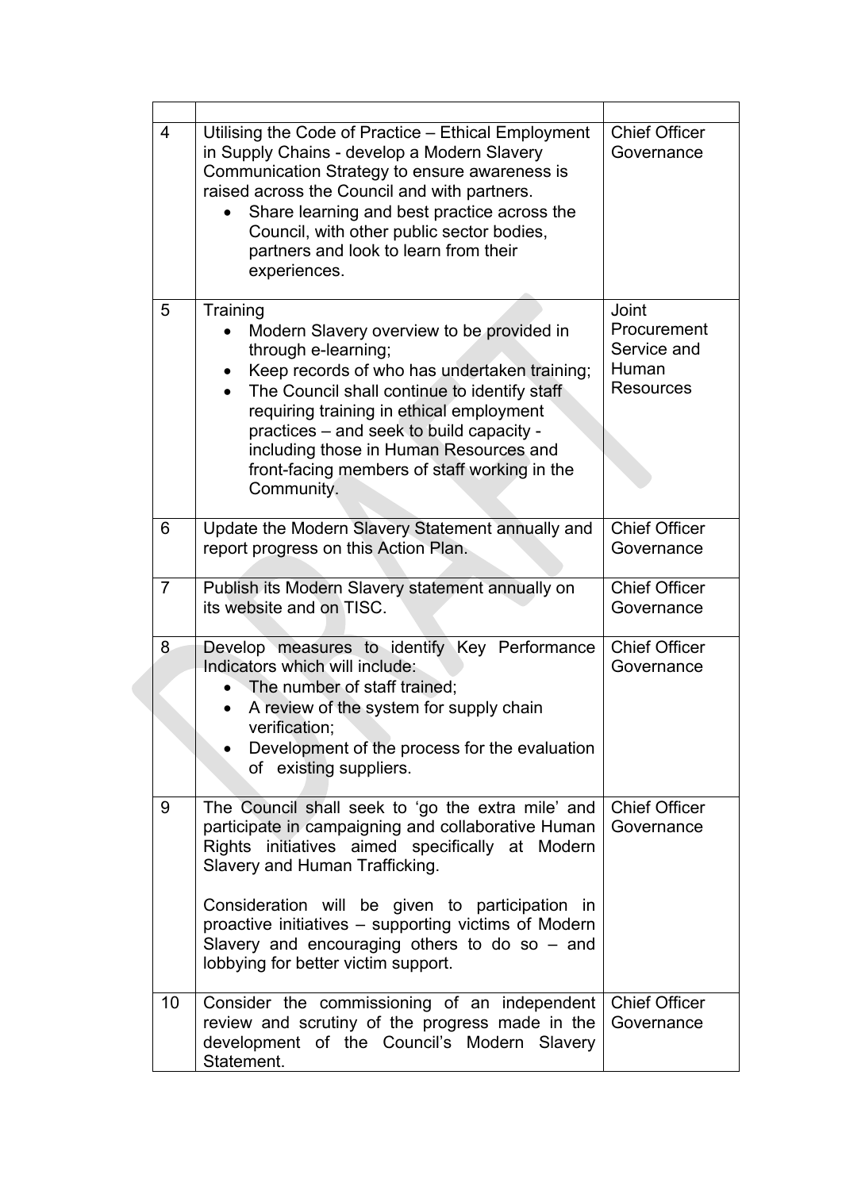|  |  |  |
| --- | --- | --- |
| 4 | Utilising the Code of Practice – Ethical Employment in Supply Chains - develop a Modern Slavery Communication Strategy to ensure awareness is raised across the Council and with partners.<br>• Share learning and best practice across the Council, with other public sector bodies, partners and look to learn from their experiences. | Chief Officer Governance |
| 5 | Training<br>• Modern Slavery overview to be provided in through e-learning;<br>• Keep records of who has undertaken training;<br>• The Council shall continue to identify staff requiring training in ethical employment practices – and seek to build capacity - including those in Human Resources and front-facing members of staff working in the Community. | Joint Procurement Service and Human Resources |
| 6 | Update the Modern Slavery Statement annually and report progress on this Action Plan. | Chief Officer Governance |
| 7 | Publish its Modern Slavery statement annually on its website and on TISC. | Chief Officer Governance |
| 8 | Develop measures to identify Key Performance Indicators which will include:<br>• The number of staff trained;<br>• A review of the system for supply chain verification;<br>• Development of the process for the evaluation of existing suppliers. | Chief Officer Governance |
| 9 | The Council shall seek to 'go the extra mile' and participate in campaigning and collaborative Human Rights initiatives aimed specifically at Modern Slavery and Human Trafficking.<br><br>Consideration will be given to participation in proactive initiatives – supporting victims of Modern Slavery and encouraging others to do so – and lobbying for better victim support. | Chief Officer Governance |
| 10 | Consider the commissioning of an independent review and scrutiny of the progress made in the development of the Council's Modern Slavery Statement. | Chief Officer Governance |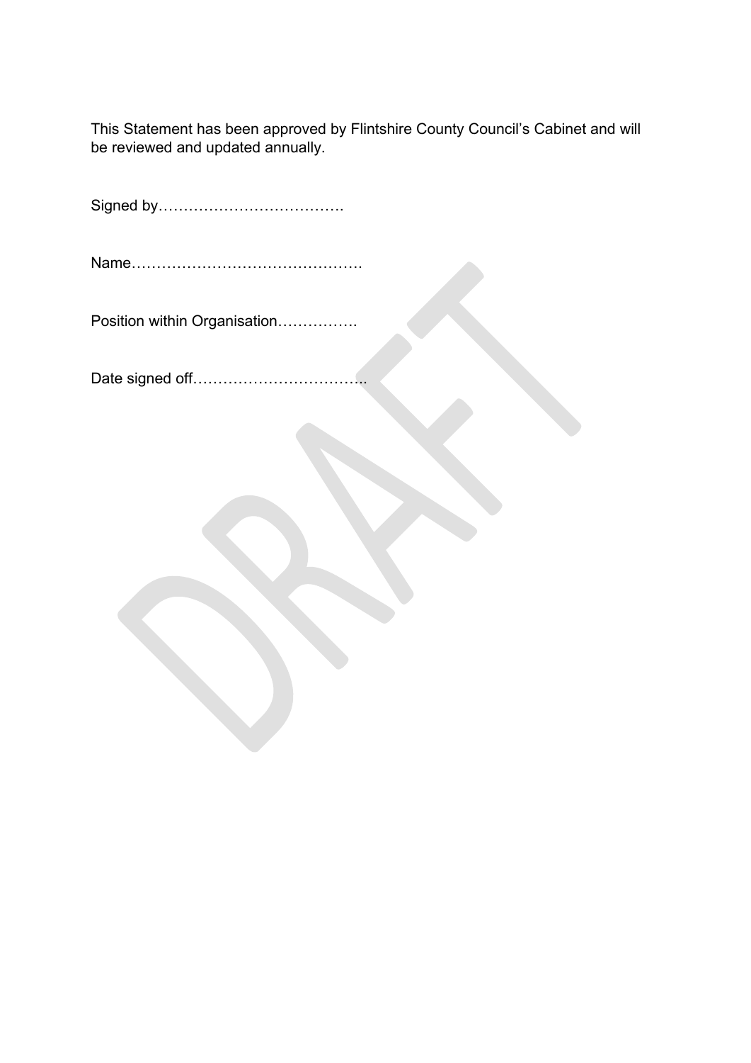This Statement has been approved by Flintshire County Council’s Cabinet and will be reviewed and updated annually.

Signed by……………………………….

Name……………………………………….

Position within Organisation…………….

Date signed off……………………………..